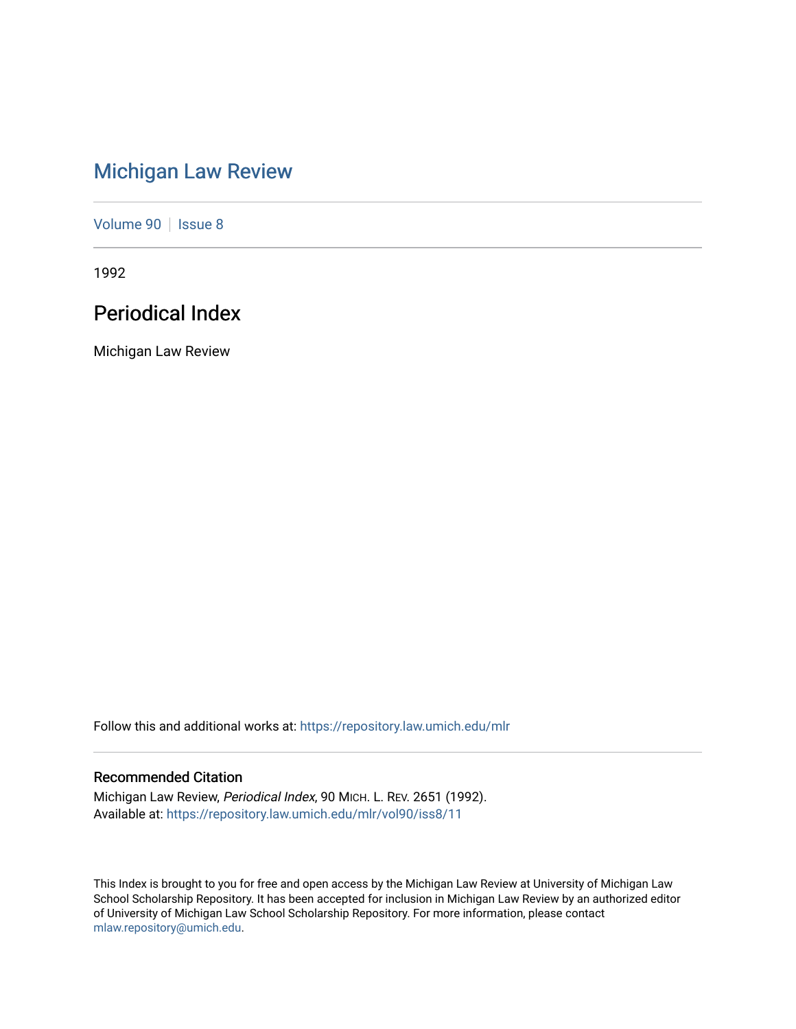# Michigan Law Review

Volume 90 | Issue 8

1992

## Periodical Index

Michigan Law Review

Follow this and additional works at: https://repository.law.umich.edu/mlr

### Recommended Citation

Michigan Law Review, *Periodical Index*, 90 MICH. L. REV. 2651 (1992).
Available at: https://repository.law.umich.edu/mlr/vol90/iss8/11

This Index is brought to you for free and open access by the Michigan Law Review at University of Michigan Law School Scholarship Repository. It has been accepted for inclusion in Michigan Law Review by an authorized editor of University of Michigan Law School Scholarship Repository. For more information, please contact mlaw.repository@umich.edu.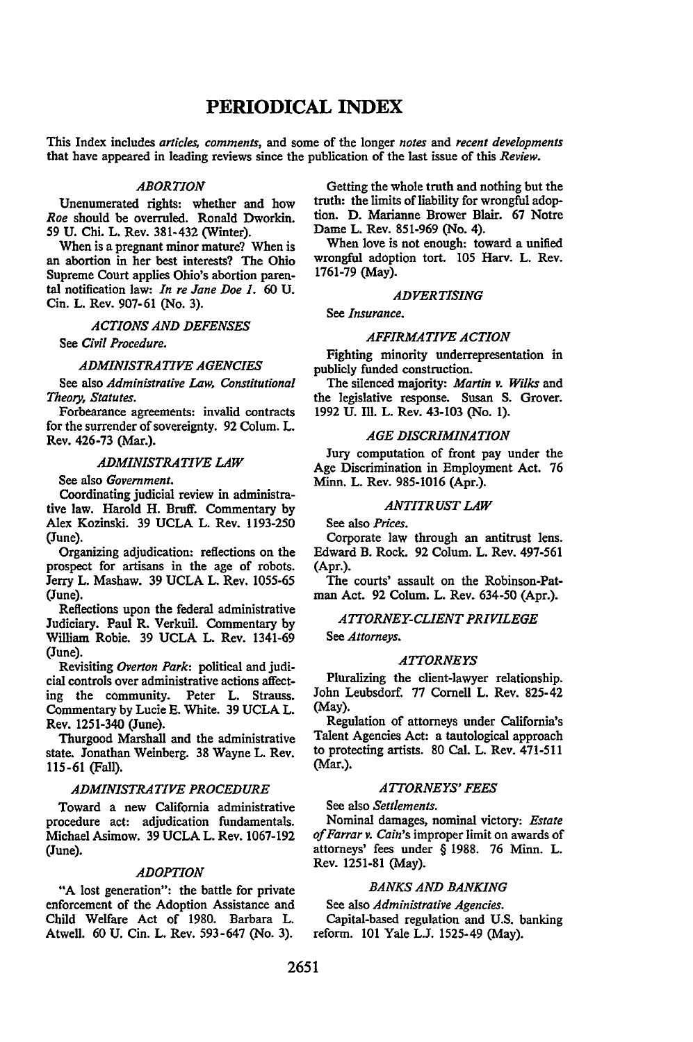# PERIODICAL INDEX

This Index includes *articles, comments*, and some of the longer *notes* and *recent developments* that have appeared in leading reviews since the publication of the last issue of this *Review*.

### *ABORTION*

Unenumerated rights: whether and how *Roe* should be overruled. Ronald Dworkin. 59 U. Chi. L. Rev. 381-432 (Winter).

When is a pregnant minor mature? When is an abortion in her best interests? The Ohio Supreme Court applies Ohio's abortion parental notification law: *In re Jane Doe 1*. 60 U. Cin. L. Rev. 907-61 (No. 3).

### *ACTIONS AND DEFENSES*

See *Civil Procedure*.

### *ADMINISTRATIVE AGENCIES*

See also *Administrative Law, Constitutional Theory, Statutes*.

Forbearance agreements: invalid contracts for the surrender of sovereignty. 92 Colum. L. Rev. 426-73 (Mar.).

### *ADMINISTRATIVE LAW*

See also *Government*.

Coordinating judicial review in administrative law. Harold H. Bruff. Commentary by Alex Kozinski. 39 UCLA L. Rev. 1193-250 (June).

Organizing adjudication: reflections on the prospect for artisans in the age of robots. Jerry L. Mashaw. 39 UCLA L. Rev. 1055-65 (June).

Reflections upon the federal administrative Judiciary. Paul R. Verkuil. Commentary by William Robie. 39 UCLA L. Rev. 1341-69 (June).

Revisiting *Overton Park*: political and judicial controls over administrative actions affecting the community. Peter L. Strauss. Commentary by Lucie E. White. 39 UCLA L. Rev. 1251-340 (June).

Thurgood Marshall and the administrative state. Jonathan Weinberg. 38 Wayne L. Rev. 115-61 (Fall).

### *ADMINISTRATIVE PROCEDURE*

Toward a new California administrative procedure act: adjudication fundamentals. Michael Asimow. 39 UCLA L. Rev. 1067-192 (June).

### *ADOPTION*

"A lost generation": the battle for private enforcement of the Adoption Assistance and Child Welfare Act of 1980. Barbara L. Atwell. 60 U. Cin. L. Rev. 593-647 (No. 3).

Getting the whole truth and nothing but the truth: the limits of liability for wrongful adoption. D. Marianne Brower Blair. 67 Notre Dame L. Rev. 851-969 (No. 4).

When love is not enough: toward a unified wrongful adoption tort. 105 Harv. L. Rev. 1761-79 (May).

### *ADVERTISING*

See *Insurance*.

### *AFFIRMATIVE ACTION*

Fighting minority underrepresentation in publicly funded construction.

The silenced majority: *Martin v. Wilks* and the legislative response. Susan S. Grover. 1992 U. Ill. L. Rev. 43-103 (No. 1).

### *AGE DISCRIMINATION*

Jury computation of front pay under the Age Discrimination in Employment Act. 76 Minn. L. Rev. 985-1016 (Apr.).

### *ANTITRUST LAW*

See also *Prices*.

Corporate law through an antitrust lens. Edward B. Rock. 92 Colum. L. Rev. 497-561 (Apr.).

The courts' assault on the Robinson-Patman Act. 92 Colum. L. Rev. 634-50 (Apr.).

### *ATTORNEY-CLIENT PRIVILEGE*

See *Attorneys*.

### *ATTORNEYS*

Pluralizing the client-lawyer relationship. John Leubsdorf. 77 Cornell L. Rev. 825-42 (May).

Regulation of attorneys under California's Talent Agencies Act: a tautological approach to protecting artists. 80 Cal. L. Rev. 471-511 (Mar.).

### *ATTORNEYS' FEES*

See also *Settlements*.

Nominal damages, nominal victory: *Estate of Farrar v. Cain*'s improper limit on awards of attorneys' fees under § 1988. 76 Minn. L. Rev. 1251-81 (May).

### *BANKS AND BANKING*

See also *Administrative Agencies*.

Capital-based regulation and U.S. banking reform. 101 Yale L.J. 1525-49 (May).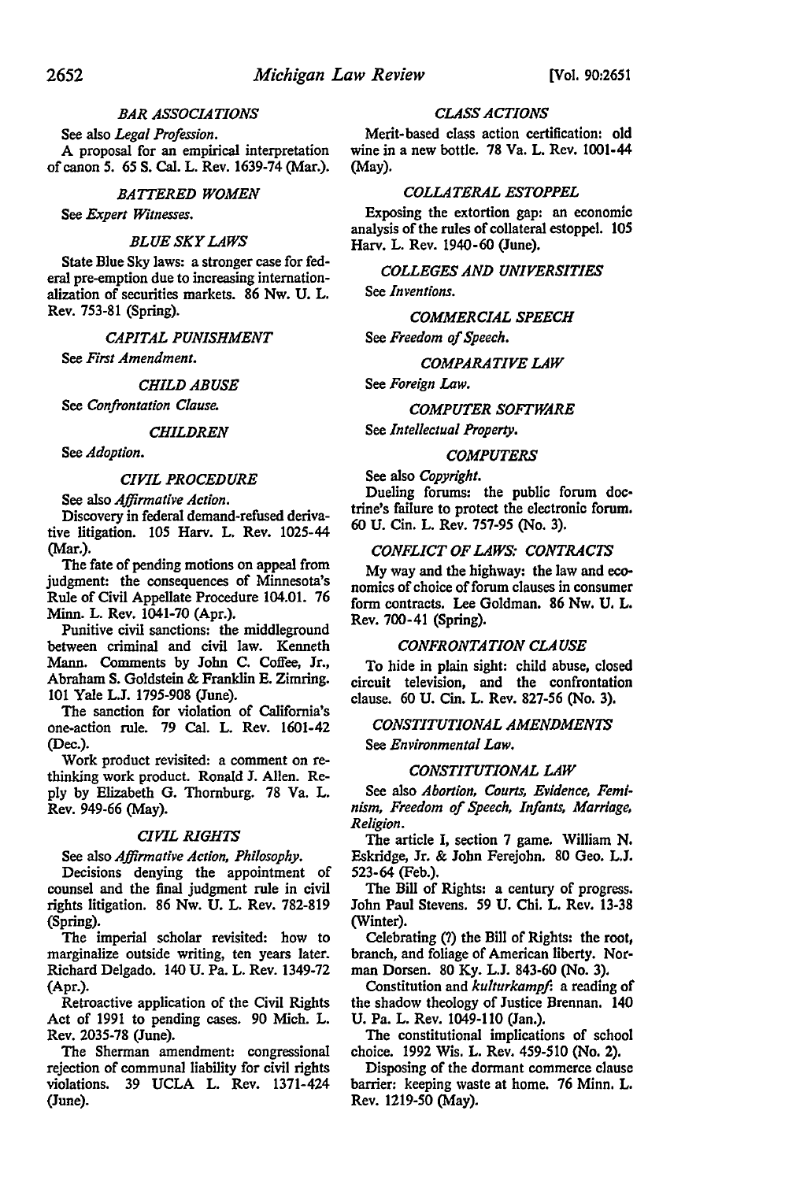### *BAR ASSOCIATIONS*

See also *Legal Profession*.

A proposal for an empirical interpretation of canon 5. 65 S. Cal. L. Rev. 1639-74 (Mar.).

### *BATTERED WOMEN*

See *Expert Witnesses*.

### *BLUE SKY LAWS*

State Blue Sky laws: a stronger case for federal pre-emption due to increasing internationalization of securities markets. 86 Nw. U. L. Rev. 753-81 (Spring).

### *CAPITAL PUNISHMENT*

See *First Amendment*.

### *CHILD ABUSE*

See *Confrontation Clause*.

### *CHILDREN*

See *Adoption*.

### *CIVIL PROCEDURE*

See also *Affirmative Action*.

Discovery in federal demand-refused derivative litigation. 105 Harv. L. Rev. 1025-44 (Mar.).

The fate of pending motions on appeal from judgment: the consequences of Minnesota's Rule of Civil Appellate Procedure 104.01. 76 Minn. L. Rev. 1041-70 (Apr.).

Punitive civil sanctions: the middleground between criminal and civil law. Kenneth Mann. Comments by John C. Coffee, Jr., Abraham S. Goldstein & Franklin E. Zimring. 101 Yale L.J. 1795-908 (June).

The sanction for violation of California's one-action rule. 79 Cal. L. Rev. 1601-42 (Dec.).

Work product revisited: a comment on rethinking work product. Ronald J. Allen. Reply by Elizabeth G. Thornburg. 78 Va. L. Rev. 949-66 (May).

### *CIVIL RIGHTS*

See also *Affirmative Action, Philosophy*.

Decisions denying the appointment of counsel and the final judgment rule in civil rights litigation. 86 Nw. U. L. Rev. 782-819 (Spring).

The imperial scholar revisited: how to marginalize outside writing, ten years later. Richard Delgado. 140 U. Pa. L. Rev. 1349-72 (Apr.).

Retroactive application of the Civil Rights Act of 1991 to pending cases. 90 Mich. L. Rev. 2035-78 (June).

The Sherman amendment: congressional rejection of communal liability for civil rights violations. 39 UCLA L. Rev. 1371-424 (June).

### *CLASS ACTIONS*

Merit-based class action certification: old wine in a new bottle. 78 Va. L. Rev. 1001-44 (May).

### *COLLATERAL ESTOPPEL*

Exposing the extortion gap: an economic analysis of the rules of collateral estoppel. 105 Harv. L. Rev. 1940-60 (June).

### *COLLEGES AND UNIVERSITIES*

See *Inventions*.

### *COMMERCIAL SPEECH*

See *Freedom of Speech*.

### *COMPARATIVE LAW*

See *Foreign Law*.

### *COMPUTER SOFTWARE*

See *Intellectual Property*.

### *COMPUTERS*

See also *Copyright*.

Dueling forums: the public forum doctrine's failure to protect the electronic forum. 60 U. Cin. L. Rev. 757-95 (No. 3).

### *CONFLICT OF LAWS: CONTRACTS*

My way and the highway: the law and economics of choice of forum clauses in consumer form contracts. Lee Goldman. 86 Nw. U. L. Rev. 700-41 (Spring).

### *CONFRONTATION CLAUSE*

To hide in plain sight: child abuse, closed circuit television, and the confrontation clause. 60 U. Cin. L. Rev. 827-56 (No. 3).

### *CONSTITUTIONAL AMENDMENTS*

See *Environmental Law*.

### *CONSTITUTIONAL LAW*

See also *Abortion, Courts, Evidence, Feminism, Freedom of Speech, Infants, Marriage, Religion*.

The article I, section 7 game. William N. Eskridge, Jr. & John Ferejohn. 80 Geo. L.J. 523-64 (Feb.).

The Bill of Rights: a century of progress. John Paul Stevens. 59 U. Chi. L. Rev. 13-38 (Winter).

Celebrating (?) the Bill of Rights: the root, branch, and foliage of American liberty. Norman Dorsen. 80 Ky. L.J. 843-60 (No. 3).

Constitution and *kulturkampf*: a reading of the shadow theology of Justice Brennan. 140 U. Pa. L. Rev. 1049-110 (Jan.).

The constitutional implications of school choice. 1992 Wis. L. Rev. 459-510 (No. 2).

Disposing of the dormant commerce clause barrier: keeping waste at home. 76 Minn. L. Rev. 1219-50 (May).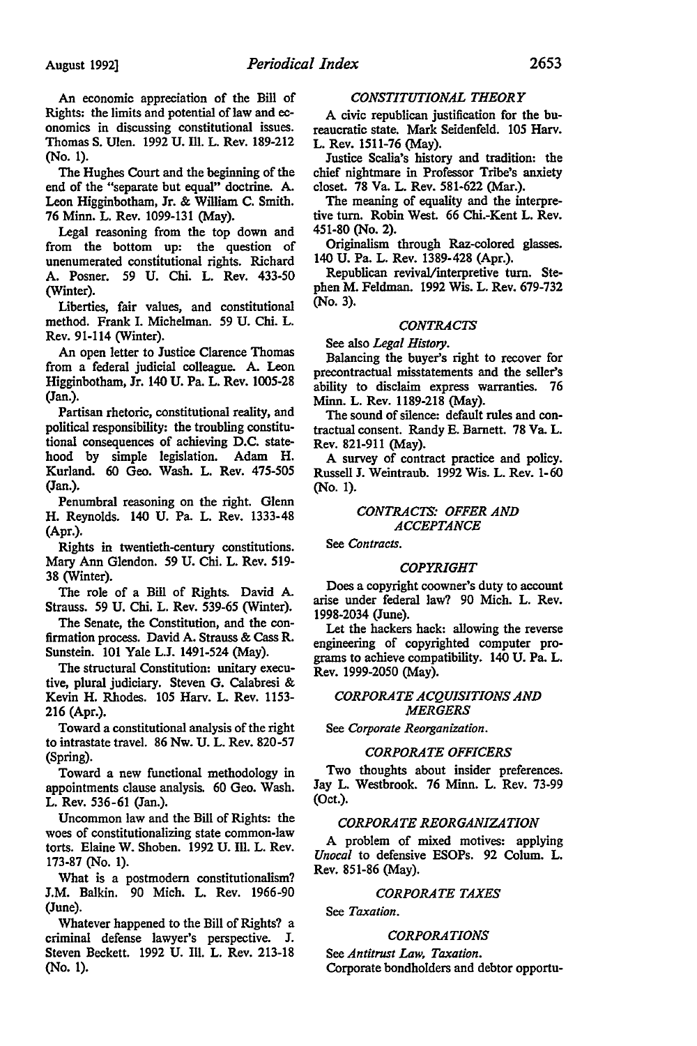An economic appreciation of the Bill of Rights: the limits and potential of law and economics in discussing constitutional issues. Thomas S. Ulen. 1992 U. Ill. L. Rev. 189-212 (No. 1).

The Hughes Court and the beginning of the end of the "separate but equal" doctrine. A. Leon Higginbotham, Jr. & William C. Smith. 76 Minn. L. Rev. 1099-131 (May).

Legal reasoning from the top down and from the bottom up: the question of unenumerated constitutional rights. Richard A. Posner. 59 U. Chi. L. Rev. 433-50 (Winter).

Liberties, fair values, and constitutional method. Frank I. Michelman. 59 U. Chi. L. Rev. 91-114 (Winter).

An open letter to Justice Clarence Thomas from a federal judicial colleague. A. Leon Higginbotham, Jr. 140 U. Pa. L. Rev. 1005-28 (Jan.).

Partisan rhetoric, constitutional reality, and political responsibility: the troubling constitutional consequences of achieving D.C. statehood by simple legislation. Adam H. Kurland. 60 Geo. Wash. L. Rev. 475-505 (Jan.).

Penumbral reasoning on the right. Glenn H. Reynolds. 140 U. Pa. L. Rev. 1333-48 (Apr.).

Rights in twentieth-century constitutions. Mary Ann Glendon. 59 U. Chi. L. Rev. 519-38 (Winter).

The role of a Bill of Rights. David A. Strauss. 59 U. Chi. L. Rev. 539-65 (Winter).

The Senate, the Constitution, and the confirmation process. David A. Strauss & Cass R. Sunstein. 101 Yale L.J. 1491-524 (May).

The structural Constitution: unitary executive, plural judiciary. Steven G. Calabresi & Kevin H. Rhodes. 105 Harv. L. Rev. 1153-216 (Apr.).

Toward a constitutional analysis of the right to intrastate travel. 86 Nw. U. L. Rev. 820-57 (Spring).

Toward a new functional methodology in appointments clause analysis. 60 Geo. Wash. L. Rev. 536-61 (Jan.).

Uncommon law and the Bill of Rights: the woes of constitutionalizing state common-law torts. Elaine W. Shoben. 1992 U. Ill. L. Rev. 173-87 (No. 1).

What is a postmodern constitutionalism? J.M. Balkin. 90 Mich. L. Rev. 1966-90 (June).

Whatever happened to the Bill of Rights? a criminal defense lawyer's perspective. J. Steven Beckett. 1992 U. Ill. L. Rev. 213-18 (No. 1).

### *CONSTITUTIONAL THEORY*

A civic republican justification for the bureaucratic state. Mark Seidenfeld. 105 Harv. L. Rev. 1511-76 (May).

Justice Scalia's history and tradition: the chief nightmare in Professor Tribe's anxiety closet. 78 Va. L. Rev. 581-622 (Mar.).

The meaning of equality and the interpretive turn. Robin West. 66 Chi.-Kent L. Rev. 451-80 (No. 2).

Originalism through Raz-colored glasses. 140 U. Pa. L. Rev. 1389-428 (Apr.).

Republican revival/interpretive turn. Stephen M. Feldman. 1992 Wis. L. Rev. 679-732 (No. 3).

### *CONTRACTS*

See also *Legal History*.

Balancing the buyer's right to recover for precontractual misstatements and the seller's ability to disclaim express warranties. 76 Minn. L. Rev. 1189-218 (May).

The sound of silence: default rules and contractual consent. Randy E. Barnett. 78 Va. L. Rev. 821-911 (May).

A survey of contract practice and policy. Russell J. Weintraub. 1992 Wis. L. Rev. 1-60 (No. 1).

### *CONTRACTS: OFFER AND ACCEPTANCE*

See *Contracts*.

### *COPYRIGHT*

Does a copyright coowner's duty to account arise under federal law? 90 Mich. L. Rev. 1998-2034 (June).

Let the hackers hack: allowing the reverse engineering of copyrighted computer programs to achieve compatibility. 140 U. Pa. L. Rev. 1999-2050 (May).

### *CORPORATE ACQUISITIONS AND MERGERS*

See *Corporate Reorganization*.

### *CORPORATE OFFICERS*

Two thoughts about insider preferences. Jay L. Westbrook. 76 Minn. L. Rev. 73-99 (Oct.).

### *CORPORATE REORGANIZATION*

A problem of mixed motives: applying *Unocal* to defensive ESOPs. 92 Colum. L. Rev. 851-86 (May).

### *CORPORATE TAXES*

See *Taxation*.

### *CORPORATIONS*

See *Antitrust Law, Taxation*.

Corporate bondholders and debtor opportu-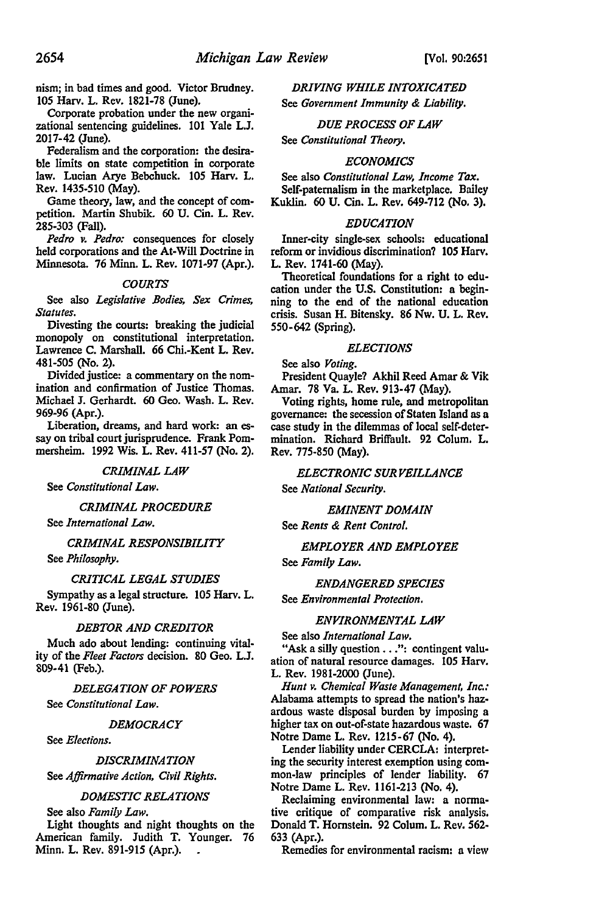nism; in bad times and good. Victor Brudney. 105 Harv. L. Rev. 1821-78 (June).

Corporate probation under the new organizational sentencing guidelines. 101 Yale L.J. 2017-42 (June).

Federalism and the corporation: the desirable limits on state competition in corporate law. Lucian Arye Bebchuck. 105 Harv. L. Rev. 1435-510 (May).

Game theory, law, and the concept of competition. Martin Shubik. 60 U. Cin. L. Rev. 285-303 (Fall).

*Pedro v. Pedro:* consequences for closely held corporations and the At-Will Doctrine in Minnesota. 76 Minn. L. Rev. 1071-97 (Apr.).

### *COURTS*

See also *Legislative Bodies, Sex Crimes, Statutes.*

Divesting the courts: breaking the judicial monopoly on constitutional interpretation. Lawrence C. Marshall. 66 Chi.-Kent L. Rev. 481-505 (No. 2).

Divided justice: a commentary on the nomination and confirmation of Justice Thomas. Michael J. Gerhardt. 60 Geo. Wash. L. Rev. 969-96 (Apr.).

Liberation, dreams, and hard work: an essay on tribal court jurisprudence. Frank Pommersheim. 1992 Wis. L. Rev. 411-57 (No. 2).

### *CRIMINAL LAW*

See *Constitutional Law.*

### *CRIMINAL PROCEDURE*

See *International Law.*

### *CRIMINAL RESPONSIBILITY*

See *Philosophy.*

### *CRITICAL LEGAL STUDIES*

Sympathy as a legal structure. 105 Harv. L. Rev. 1961-80 (June).

### *DEBTOR AND CREDITOR*

Much ado about lending: continuing vitality of the *Fleet Factors* decision. 80 Geo. L.J. 809-41 (Feb.).

### *DELEGATION OF POWERS*

See *Constitutional Law.*

### *DEMOCRACY*

See *Elections.*

### *DISCRIMINATION*

See *Affirmative Action, Civil Rights.*

### *DOMESTIC RELATIONS*

See also *Family Law.*

Light thoughts and night thoughts on the American family. Judith T. Younger. 76 Minn. L. Rev. 891-915 (Apr.).

### *DRIVING WHILE INTOXICATED*

See *Government Immunity & Liability.*

### *DUE PROCESS OF LAW*

See *Constitutional Theory.*

### *ECONOMICS*

See also *Constitutional Law, Income Tax.*

Self-paternalism in the marketplace. Bailey Kuklin. 60 U. Cin. L. Rev. 649-712 (No. 3).

### *EDUCATION*

Inner-city single-sex schools: educational reform or invidious discrimination? 105 Harv. L. Rev. 1741-60 (May).

Theoretical foundations for a right to education under the U.S. Constitution: a beginning to the end of the national education crisis. Susan H. Bitensky. 86 Nw. U. L. Rev. 550-642 (Spring).

### *ELECTIONS*

See also *Voting.*

President Quayle? Akhil Reed Amar & Vik Amar. 78 Va. L. Rev. 913-47 (May).

Voting rights, home rule, and metropolitan governance: the secession of Staten Island as a case study in the dilemmas of local self-determination. Richard Briffault. 92 Colum. L. Rev. 775-850 (May).

### *ELECTRONIC SURVEILLANCE*

See *National Security.*

### *EMINENT DOMAIN*

See *Rents & Rent Control.*

### *EMPLOYER AND EMPLOYEE*

See *Family Law.*

### *ENDANGERED SPECIES*

See *Environmental Protection.*

### *ENVIRONMENTAL LAW*

See also *International Law.*

"Ask a silly question . . .": contingent valuation of natural resource damages. 105 Harv. L. Rev. 1981-2000 (June).

*Hunt v. Chemical Waste Management, Inc.:* Alabama attempts to spread the nation's hazardous waste disposal burden by imposing a higher tax on out-of-state hazardous waste. 67 Notre Dame L. Rev. 1215-67 (No. 4).

Lender liability under CERCLA: interpreting the security interest exemption using common-law principles of lender liability. 67 Notre Dame L. Rev. 1161-213 (No. 4).

Reclaiming environmental law: a normative critique of comparative risk analysis. Donald T. Hornstein. 92 Colum. L. Rev. 562-633 (Apr.).

Remedies for environmental racism: a view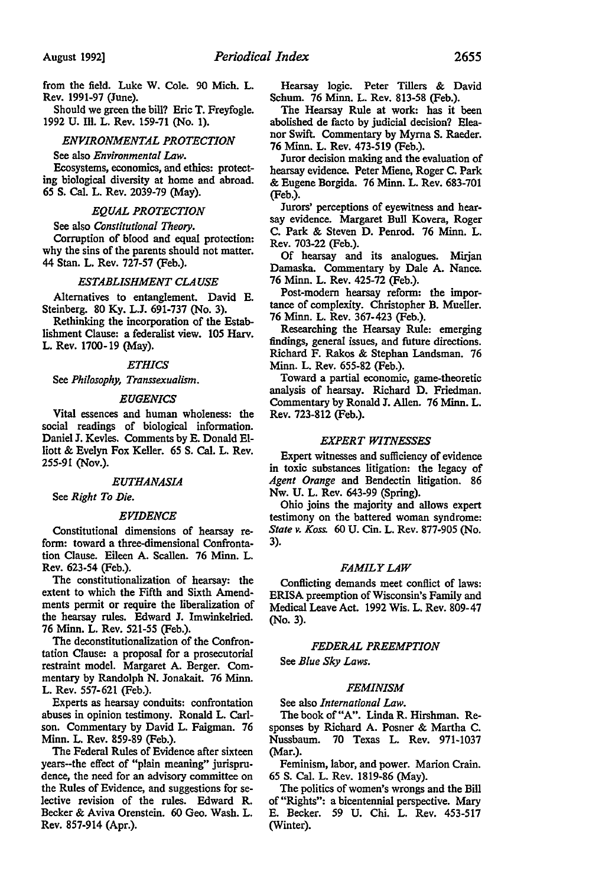from the field. Luke W. Cole. 90 Mich. L. Rev. 1991-97 (June).

Should we green the bill? Eric T. Freyfogle. 1992 U. Ill. L. Rev. 159-71 (No. 1).

### *ENVIRONMENTAL PROTECTION*

See also *Environmental Law.*

Ecosystems, economics, and ethics: protecting biological diversity at home and abroad. 65 S. Cal. L. Rev. 2039-79 (May).

### *EQUAL PROTECTION*

See also *Constitutional Theory.*

Corruption of blood and equal protection: why the sins of the parents should not matter. 44 Stan. L. Rev. 727-57 (Feb.).

### *ESTABLISHMENT CLAUSE*

Alternatives to entanglement. David E. Steinberg. 80 Ky. L.J. 691-737 (No. 3).

Rethinking the incorporation of the Establishment Clause: a federalist view. 105 Harv. L. Rev. 1700-19 (May).

### *ETHICS*

See *Philosophy, Transsexualism.*

### *EUGENICS*

Vital essences and human wholeness: the social readings of biological information. Daniel J. Kevles. Comments by E. Donald Elliott & Evelyn Fox Keller. 65 S. Cal. L. Rev. 255-91 (Nov.).

### *EUTHANASIA*

See *Right To Die.*

### *EVIDENCE*

Constitutional dimensions of hearsay reform: toward a three-dimensional Confrontation Clause. Eileen A. Scallen. 76 Minn. L. Rev. 623-54 (Feb.).

The constitutionalization of hearsay: the extent to which the Fifth and Sixth Amendments permit or require the liberalization of the hearsay rules. Edward J. Imwinkelried. 76 Minn. L. Rev. 521-55 (Feb.).

The deconstitutionalization of the Confrontation Clause: a proposal for a prosecutorial restraint model. Margaret A. Berger. Commentary by Randolph N. Jonakait. 76 Minn. L. Rev. 557-621 (Feb.).

Experts as hearsay conduits: confrontation abuses in opinion testimony. Ronald L. Carlson. Commentary by David L. Faigman. 76 Minn. L. Rev. 859-89 (Feb.).

The Federal Rules of Evidence after sixteen years--the effect of "plain meaning" jurisprudence, the need for an advisory committee on the Rules of Evidence, and suggestions for selective revision of the rules. Edward R. Becker & Aviva Orenstein. 60 Geo. Wash. L. Rev. 857-914 (Apr.).

Hearsay logic. Peter Tillers & David Schum. 76 Minn. L. Rev. 813-58 (Feb.).

The Hearsay Rule at work: has it been abolished de facto by judicial decision? Eleanor Swift. Commentary by Myrna S. Raeder. 76 Minn. L. Rev. 473-519 (Feb.).

Juror decision making and the evaluation of hearsay evidence. Peter Miene, Roger C. Park & Eugene Borgida. 76 Minn. L. Rev. 683-701 (Feb.).

Jurors' perceptions of eyewitness and hearsay evidence. Margaret Bull Kovera, Roger C. Park & Steven D. Penrod. 76 Minn. L. Rev. 703-22 (Feb.).

Of hearsay and its analogues. Mirjan Damaska. Commentary by Dale A. Nance. 76 Minn. L. Rev. 425-72 (Feb.).

Post-modern hearsay reform: the importance of complexity. Christopher B. Mueller. 76 Minn. L. Rev. 367-423 (Feb.).

Researching the Hearsay Rule: emerging findings, general issues, and future directions. Richard F. Rakos & Stephan Landsman. 76 Minn. L. Rev. 655-82 (Feb.).

Toward a partial economic, game-theoretic analysis of hearsay. Richard D. Friedman. Commentary by Ronald J. Allen. 76 Minn. L. Rev. 723-812 (Feb.).

### *EXPERT WITNESSES*

Expert witnesses and sufficiency of evidence in toxic substances litigation: the legacy of *Agent Orange* and Bendectin litigation. 86 Nw. U. L. Rev. 643-99 (Spring).

Ohio joins the majority and allows expert testimony on the battered woman syndrome: *State v. Koss.* 60 U. Cin. L. Rev. 877-905 (No. 3).

### *FAMILY LAW*

Conflicting demands meet conflict of laws: ERISA preemption of Wisconsin's Family and Medical Leave Act. 1992 Wis. L. Rev. 809-47 (No. 3).

### *FEDERAL PREEMPTION*

See *Blue Sky Laws.*

### *FEMINISM*

See also *International Law.*

The book of "A". Linda R. Hirshman. Responses by Richard A. Posner & Martha C. Nussbaum. 70 Texas L. Rev. 971-1037 (Mar.).

Feminism, labor, and power. Marion Crain. 65 S. Cal. L. Rev. 1819-86 (May).

The politics of women's wrongs and the Bill of "Rights": a bicentennial perspective. Mary E. Becker. 59 U. Chi. L. Rev. 453-517 (Winter).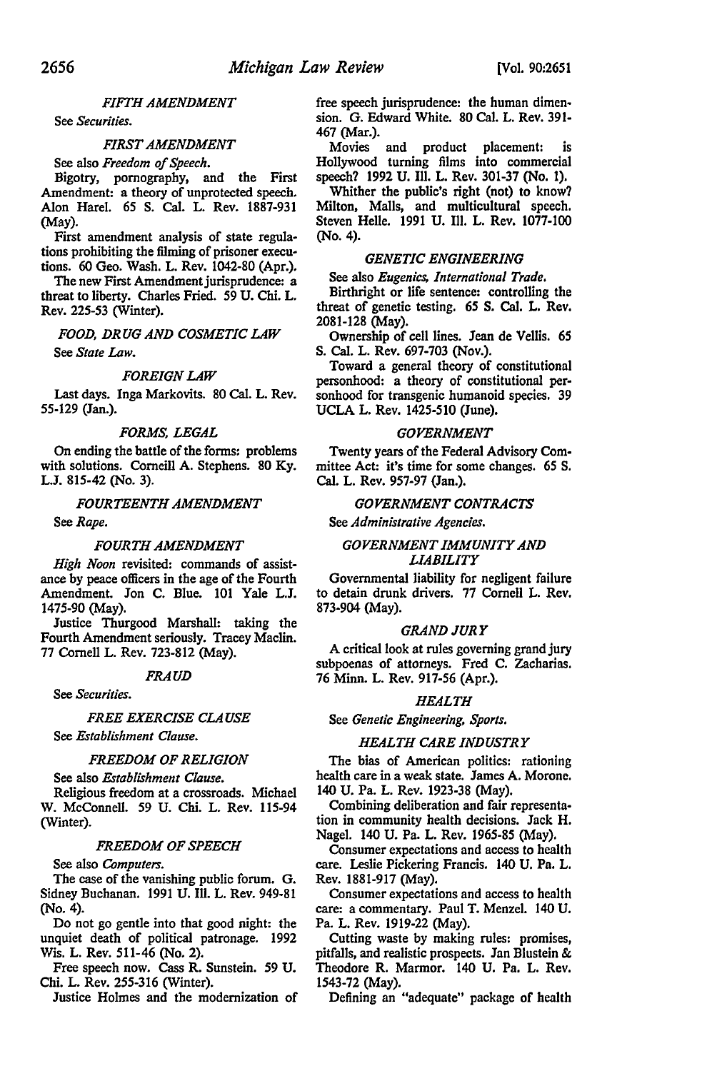### *FIFTH AMENDMENT*

See *Securities.*

### *FIRST AMENDMENT*

See also *Freedom of Speech.*

Bigotry, pornography, and the First Amendment: a theory of unprotected speech. Alon Harel. 65 S. Cal. L. Rev. 1887-931 (May).

First amendment analysis of state regulations prohibiting the filming of prisoner executions. 60 Geo. Wash. L. Rev. 1042-80 (Apr.).

The new First Amendment jurisprudence: a threat to liberty. Charles Fried. 59 U. Chi. L. Rev. 225-53 (Winter).

### *FOOD, DRUG AND COSMETIC LAW*

See *State Law.*

### *FOREIGN LAW*

Last days. Inga Markovits. 80 Cal. L. Rev. 55-129 (Jan.).

### *FORMS, LEGAL*

On ending the battle of the forms: problems with solutions. Corneill A. Stephens. 80 Ky. L.J. 815-42 (No. 3).

### *FOURTEENTH AMENDMENT*

See *Rape.*

### *FOURTH AMENDMENT*

*High Noon* revisited: commands of assistance by peace officers in the age of the Fourth Amendment. Jon C. Blue. 101 Yale L.J. 1475-90 (May).

Justice Thurgood Marshall: taking the Fourth Amendment seriously. Tracey Maclin. 77 Cornell L. Rev. 723-812 (May).

### *FRAUD*

See *Securities.*

### *FREE EXERCISE CLAUSE*

See *Establishment Clause.*

### *FREEDOM OF RELIGION*

See also *Establishment Clause.*

Religious freedom at a crossroads. Michael W. McConnell. 59 U. Chi. L. Rev. 115-94 (Winter).

### *FREEDOM OF SPEECH*

See also *Computers.*

The case of the vanishing public forum. G. Sidney Buchanan. 1991 U. Ill. L. Rev. 949-81 (No. 4).

Do not go gentle into that good night: the unquiet death of political patronage. 1992 Wis. L. Rev. 511-46 (No. 2).

Free speech now. Cass R. Sunstein. 59 U. Chi. L. Rev. 255-316 (Winter).

Justice Holmes and the modernization of free speech jurisprudence: the human dimension. G. Edward White. 80 Cal. L. Rev. 391-467 (Mar.).

Movies and product placement: is Hollywood turning films into commercial speech? 1992 U. Ill. L. Rev. 301-37 (No. 1).

Whither the public's right (not) to know? Milton, Malls, and multicultural speech. Steven Helle. 1991 U. Ill. L. Rev. 1077-100 (No. 4).

### *GENETIC ENGINEERING*

See also *Eugenics, International Trade.*

Birthright or life sentence: controlling the threat of genetic testing. 65 S. Cal. L. Rev. 2081-128 (May).

Ownership of cell lines. Jean de Vellis. 65 S. Cal. L. Rev. 697-703 (Nov.).

Toward a general theory of constitutional personhood: a theory of constitutional personhood for transgenic humanoid species. 39 UCLA L. Rev. 1425-510 (June).

### *GOVERNMENT*

Twenty years of the Federal Advisory Committee Act: it's time for some changes. 65 S. Cal. L. Rev. 957-97 (Jan.).

### *GOVERNMENT CONTRACTS*

See *Administrative Agencies.*

### *GOVERNMENT IMMUNITY AND LIABILITY*

Governmental liability for negligent failure to detain drunk drivers. 77 Cornell L. Rev. 873-904 (May).

### *GRAND JURY*

A critical look at rules governing grand jury subpoenas of attorneys. Fred C. Zacharias. 76 Minn. L. Rev. 917-56 (Apr.).

### *HEALTH*

See *Genetic Engineering, Sports.*

### *HEALTH CARE INDUSTRY*

The bias of American politics: rationing health care in a weak state. James A. Morone. 140 U. Pa. L. Rev. 1923-38 (May).

Combining deliberation and fair representation in community health decisions. Jack H. Nagel. 140 U. Pa. L. Rev. 1965-85 (May).

Consumer expectations and access to health care. Leslie Pickering Francis. 140 U. Pa. L. Rev. 1881-917 (May).

Consumer expectations and access to health care: a commentary. Paul T. Menzel. 140 U. Pa. L. Rev. 1919-22 (May).

Cutting waste by making rules: promises, pitfalls, and realistic prospects. Jan Blustein & Theodore R. Marmor. 140 U. Pa. L. Rev. 1543-72 (May).

Defining an "adequate" package of health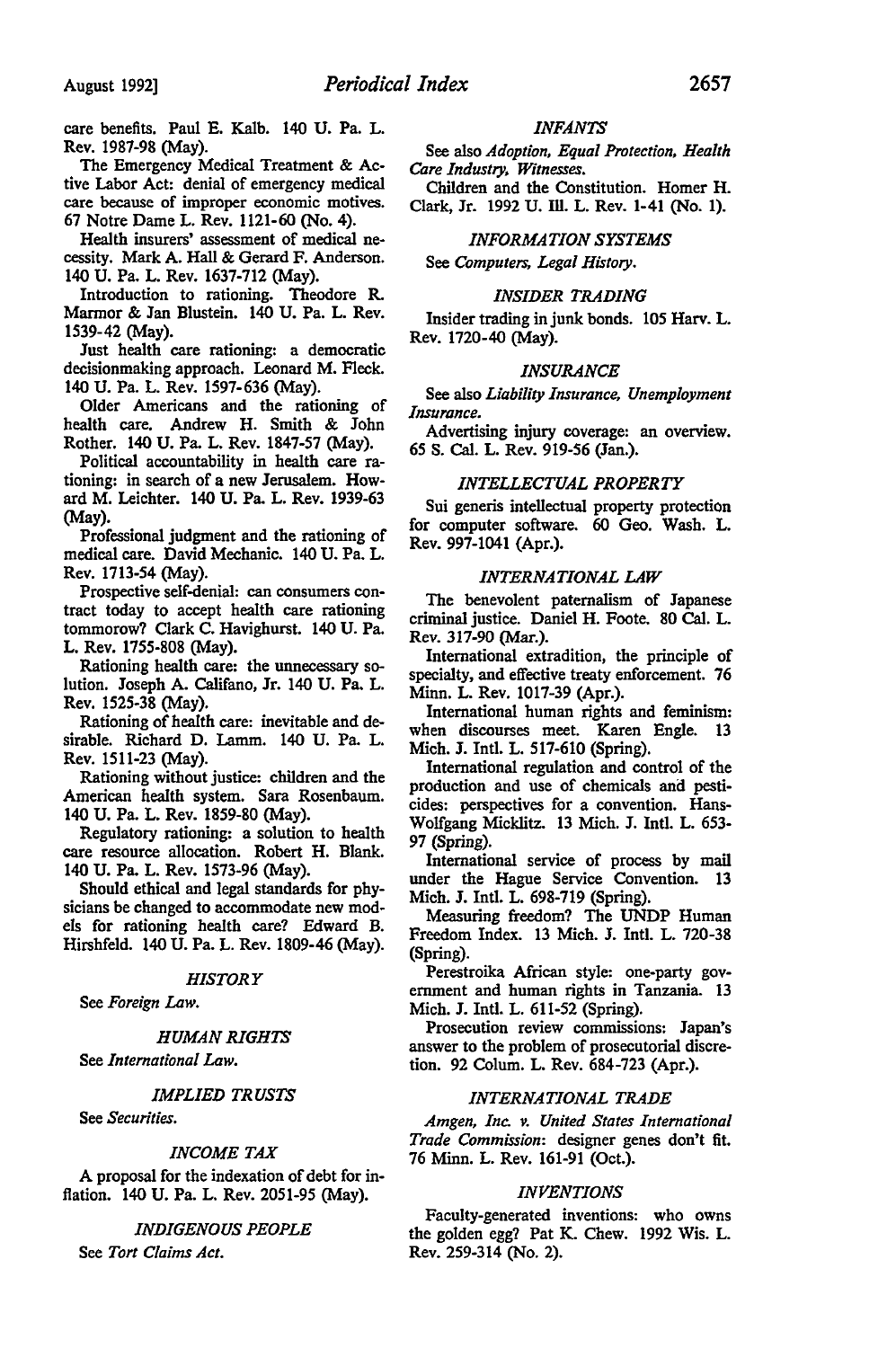care benefits. Paul E. Kalb. 140 U. Pa. L. Rev. 1987-98 (May).

The Emergency Medical Treatment & Active Labor Act: denial of emergency medical care because of improper economic motives. 67 Notre Dame L. Rev. 1121-60 (No. 4).

Health insurers' assessment of medical necessity. Mark A. Hall & Gerard F. Anderson. 140 U. Pa. L. Rev. 1637-712 (May).

Introduction to rationing. Theodore R. Marmor & Jan Blustein. 140 U. Pa. L. Rev. 1539-42 (May).

Just health care rationing: a democratic decisionmaking approach. Leonard M. Fleck. 140 U. Pa. L. Rev. 1597-636 (May).

Older Americans and the rationing of health care. Andrew H. Smith & John Rother. 140 U. Pa. L. Rev. 1847-57 (May).

Political accountability in health care rationing: in search of a new Jerusalem. Howard M. Leichter. 140 U. Pa. L. Rev. 1939-63 (May).

Professional judgment and the rationing of medical care. David Mechanic. 140 U. Pa. L. Rev. 1713-54 (May).

Prospective self-denial: can consumers contract today to accept health care rationing tommorow? Clark C. Havighurst. 140 U. Pa. L. Rev. 1755-808 (May).

Rationing health care: the unnecessary solution. Joseph A. Califano, Jr. 140 U. Pa. L. Rev. 1525-38 (May).

Rationing of health care: inevitable and desirable. Richard D. Lamm. 140 U. Pa. L. Rev. 1511-23 (May).

Rationing without justice: children and the American health system. Sara Rosenbaum. 140 U. Pa. L. Rev. 1859-80 (May).

Regulatory rationing: a solution to health care resource allocation. Robert H. Blank. 140 U. Pa. L. Rev. 1573-96 (May).

Should ethical and legal standards for physicians be changed to accommodate new models for rationing health care? Edward B. Hirshfeld. 140 U. Pa. L. Rev. 1809-46 (May).

### *HISTORY*

See *Foreign Law*.

### *HUMAN RIGHTS*

See *International Law*.

### *IMPLIED TRUSTS*

See *Securities*.

### *INCOME TAX*

A proposal for the indexation of debt for inflation. 140 U. Pa. L. Rev. 2051-95 (May).

### *INDIGENOUS PEOPLE*

See *Tort Claims Act*.

### *INFANTS*

See also *Adoption, Equal Protection, Health Care Industry, Witnesses*.

Children and the Constitution. Homer H. Clark, Jr. 1992 U. Ill. L. Rev. 1-41 (No. 1).

### *INFORMATION SYSTEMS*

See *Computers, Legal History*.

### *INSIDER TRADING*

Insider trading in junk bonds. 105 Harv. L. Rev. 1720-40 (May).

### *INSURANCE*

See also *Liability Insurance, Unemployment Insurance*.

Advertising injury coverage: an overview. 65 S. Cal. L. Rev. 919-56 (Jan.).

### *INTELLECTUAL PROPERTY*

Sui generis intellectual property protection for computer software. 60 Geo. Wash. L. Rev. 997-1041 (Apr.).

### *INTERNATIONAL LAW*

The benevolent paternalism of Japanese criminal justice. Daniel H. Foote. 80 Cal. L. Rev. 317-90 (Mar.).

International extradition, the principle of specialty, and effective treaty enforcement. 76 Minn. L. Rev. 1017-39 (Apr.).

International human rights and feminism: when discourses meet. Karen Engle. 13 Mich. J. Intl. L. 517-610 (Spring).

International regulation and control of the production and use of chemicals and pesticides: perspectives for a convention. Hans-Wolfgang Micklitz. 13 Mich. J. Intl. L. 653-97 (Spring).

International service of process by mail under the Hague Service Convention. 13 Mich. J. Intl. L. 698-719 (Spring).

Measuring freedom? The UNDP Human Freedom Index. 13 Mich. J. Intl. L. 720-38 (Spring).

Perestroika African style: one-party government and human rights in Tanzania. 13 Mich. J. Intl. L. 611-52 (Spring).

Prosecution review commissions: Japan's answer to the problem of prosecutorial discretion. 92 Colum. L. Rev. 684-723 (Apr.).

### *INTERNATIONAL TRADE*

*Amgen, Inc. v. United States International Trade Commission*: designer genes don't fit. 76 Minn. L. Rev. 161-91 (Oct.).

### *INVENTIONS*

Faculty-generated inventions: who owns the golden egg? Pat K. Chew. 1992 Wis. L. Rev. 259-314 (No. 2).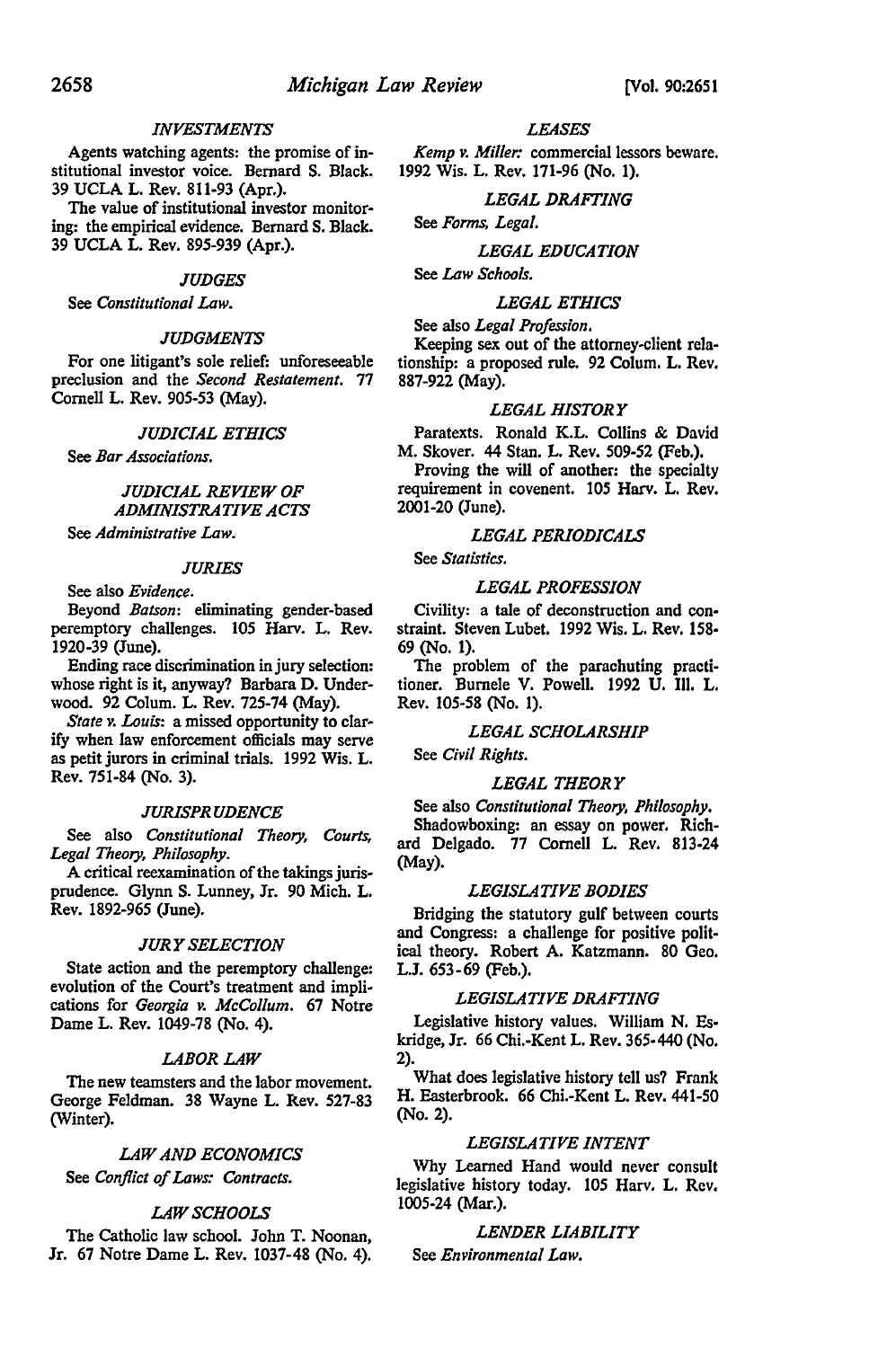### *INVESTMENTS*

Agents watching agents: the promise of institutional investor voice. Bernard S. Black. 39 UCLA L. Rev. 811-93 (Apr.).

The value of institutional investor monitoring: the empirical evidence. Bernard S. Black. 39 UCLA L. Rev. 895-939 (Apr.).

### *JUDGES*

See *Constitutional Law.*

### *JUDGMENTS*

For one litigant's sole relief: unforeseeable preclusion and the *Second Restatement.* 77 Cornell L. Rev. 905-53 (May).

### *JUDICIAL ETHICS*

See *Bar Associations.*

### *JUDICIAL REVIEW OF ADMINISTRATIVE ACTS*

See *Administrative Law.*

### *JURIES*

See also *Evidence.*

Beyond *Batson*: eliminating gender-based peremptory challenges. 105 Harv. L. Rev. 1920-39 (June).

Ending race discrimination in jury selection: whose right is it, anyway? Barbara D. Underwood. 92 Colum. L. Rev. 725-74 (May).

*State v. Louis*: a missed opportunity to clarify when law enforcement officials may serve as petit jurors in criminal trials. 1992 Wis. L. Rev. 751-84 (No. 3).

### *JURISPRUDENCE*

See also *Constitutional Theory, Courts, Legal Theory, Philosophy.*

A critical reexamination of the takings jurisprudence. Glynn S. Lunney, Jr. 90 Mich. L. Rev. 1892-965 (June).

### *JURY SELECTION*

State action and the peremptory challenge: evolution of the Court's treatment and implications for *Georgia v. McCollum.* 67 Notre Dame L. Rev. 1049-78 (No. 4).

### *LABOR LAW*

The new teamsters and the labor movement. George Feldman. 38 Wayne L. Rev. 527-83 (Winter).

### *LAW AND ECONOMICS*

See *Conflict of Laws: Contracts.*

### *LAW SCHOOLS*

The Catholic law school. John T. Noonan, Jr. 67 Notre Dame L. Rev. 1037-48 (No. 4).

### *LEASES*

*Kemp v. Miller*: commercial lessors beware. 1992 Wis. L. Rev. 171-96 (No. 1).

### *LEGAL DRAFTING*

See *Forms, Legal.*

### *LEGAL EDUCATION*

See *Law Schools.*

### *LEGAL ETHICS*

See also *Legal Profession.*

Keeping sex out of the attorney-client relationship: a proposed rule. 92 Colum. L. Rev. 887-922 (May).

### *LEGAL HISTORY*

Paratexts. Ronald K.L. Collins & David M. Skover. 44 Stan. L. Rev. 509-52 (Feb.).

Proving the will of another: the specialty requirement in covenent. 105 Harv. L. Rev. 2001-20 (June).

### *LEGAL PERIODICALS*

See *Statistics.*

### *LEGAL PROFESSION*

Civility: a tale of deconstruction and constraint. Steven Lubet. 1992 Wis. L. Rev. 158-69 (No. 1).

The problem of the parachuting practitioner. Burnele V. Powell. 1992 U. Ill. L. Rev. 105-58 (No. 1).

### *LEGAL SCHOLARSHIP*

See *Civil Rights.*

### *LEGAL THEORY*

See also *Constitutional Theory, Philosophy.*

Shadowboxing: an essay on power. Richard Delgado. 77 Cornell L. Rev. 813-24 (May).

### *LEGISLATIVE BODIES*

Bridging the statutory gulf between courts and Congress: a challenge for positive political theory. Robert A. Katzmann. 80 Geo. L.J. 653-69 (Feb.).

### *LEGISLATIVE DRAFTING*

Legislative history values. William N. Eskridge, Jr. 66 Chi.-Kent L. Rev. 365-440 (No. 2).

What does legislative history tell us? Frank H. Easterbrook. 66 Chi.-Kent L. Rev. 441-50 (No. 2).

### *LEGISLATIVE INTENT*

Why Learned Hand would never consult legislative history today. 105 Harv. L. Rev. 1005-24 (Mar.).

### *LENDER LIABILITY*

See *Environmental Law.*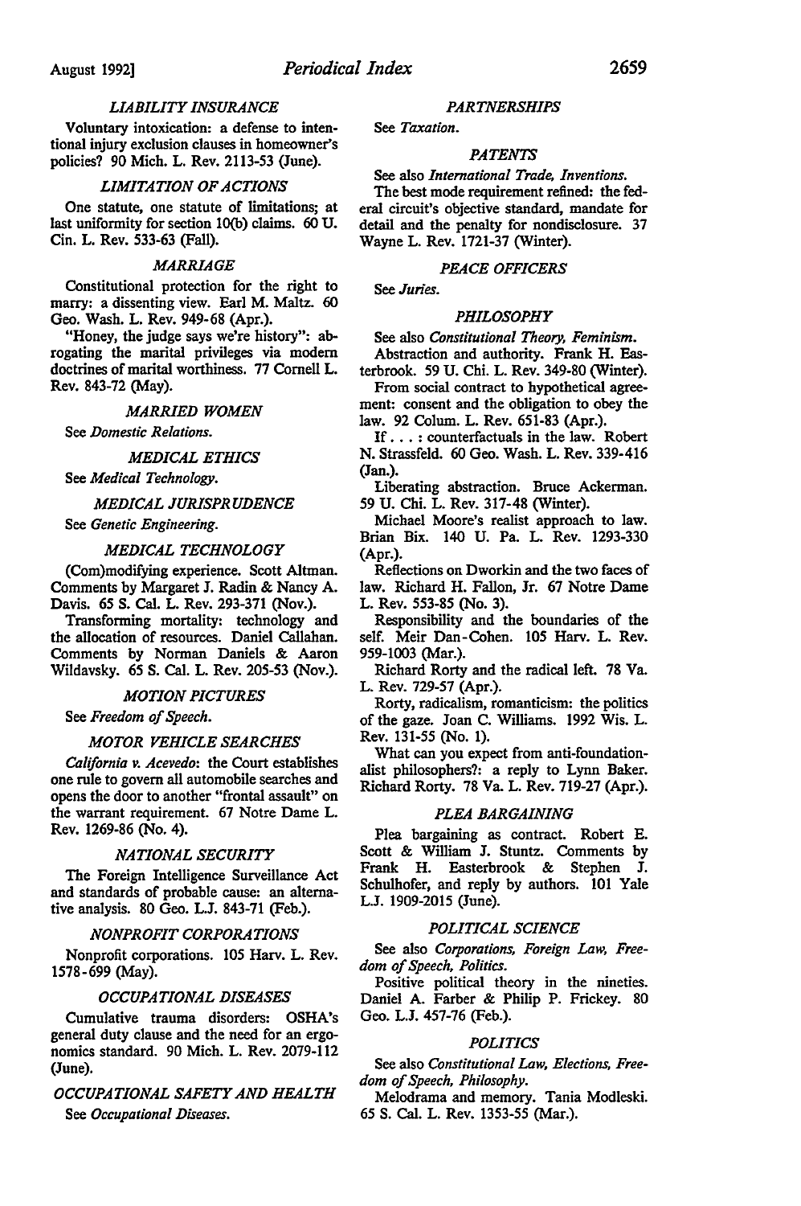### *LIABILITY INSURANCE*

Voluntary intoxication: a defense to intentional injury exclusion clauses in homeowner's policies? 90 Mich. L. Rev. 2113-53 (June).

### *LIMITATION OF ACTIONS*

One statute, one statute of limitations; at last uniformity for section 10(b) claims. 60 U. Cin. L. Rev. 533-63 (Fall).

### *MARRIAGE*

Constitutional protection for the right to marry: a dissenting view. Earl M. Maltz. 60 Geo. Wash. L. Rev. 949-68 (Apr.).

"Honey, the judge says we're history": abrogating the marital privileges via modern doctrines of marital worthiness. 77 Cornell L. Rev. 843-72 (May).

### *MARRIED WOMEN*

See *Domestic Relations.*

### *MEDICAL ETHICS*

See *Medical Technology.*

### *MEDICAL JURISPRUDENCE*

See *Genetic Engineering.*

### *MEDICAL TECHNOLOGY*

(Com)modifying experience. Scott Altman. Comments by Margaret J. Radin & Nancy A. Davis. 65 S. Cal. L. Rev. 293-371 (Nov.).

Transforming mortality: technology and the allocation of resources. Daniel Callahan. Comments by Norman Daniels & Aaron Wildavsky. 65 S. Cal. L. Rev. 205-53 (Nov.).

### *MOTION PICTURES*

See *Freedom of Speech.*

### *MOTOR VEHICLE SEARCHES*

*California v. Acevedo*: the Court establishes one rule to govern all automobile searches and opens the door to another "frontal assault" on the warrant requirement. 67 Notre Dame L. Rev. 1269-86 (No. 4).

### *NATIONAL SECURITY*

The Foreign Intelligence Surveillance Act and standards of probable cause: an alternative analysis. 80 Geo. L.J. 843-71 (Feb.).

### *NONPROFIT CORPORATIONS*

Nonprofit corporations. 105 Harv. L. Rev. 1578-699 (May).

### *OCCUPATIONAL DISEASES*

Cumulative trauma disorders: OSHA's general duty clause and the need for an ergonomics standard. 90 Mich. L. Rev. 2079-112 (June).

### *OCCUPATIONAL SAFETY AND HEALTH*

See *Occupational Diseases.*

### *PARTNERSHIPS*

See *Taxation.*

### *PATENTS*

See also *International Trade, Inventions.*

The best mode requirement refined: the federal circuit's objective standard, mandate for detail and the penalty for nondisclosure. 37 Wayne L. Rev. 1721-37 (Winter).

### *PEACE OFFICERS*

See *Juries.*

### *PHILOSOPHY*

See also *Constitutional Theory, Feminism.*

Abstraction and authority. Frank H. Easterbrook. 59 U. Chi. L. Rev. 349-80 (Winter).

From social contract to hypothetical agreement: consent and the obligation to obey the law. 92 Colum. L. Rev. 651-83 (Apr.).

If . . . : counterfactuals in the law. Robert N. Strassfeld. 60 Geo. Wash. L. Rev. 339-416 (Jan.).

Liberating abstraction. Bruce Ackerman. 59 U. Chi. L. Rev. 317-48 (Winter).

Michael Moore's realist approach to law. Brian Bix. 140 U. Pa. L. Rev. 1293-330 (Apr.).

Reflections on Dworkin and the two faces of law. Richard H. Fallon, Jr. 67 Notre Dame L. Rev. 553-85 (No. 3).

Responsibility and the boundaries of the self. Meir Dan-Cohen. 105 Harv. L. Rev. 959-1003 (Mar.).

Richard Rorty and the radical left. 78 Va. L. Rev. 729-57 (Apr.).

Rorty, radicalism, romanticism: the politics of the gaze. Joan C. Williams. 1992 Wis. L. Rev. 131-55 (No. 1).

What can you expect from anti-foundationalist philosophers?: a reply to Lynn Baker. Richard Rorty. 78 Va. L. Rev. 719-27 (Apr.).

### *PLEA BARGAINING*

Plea bargaining as contract. Robert E. Scott & William J. Stuntz. Comments by Frank H. Easterbrook & Stephen J. Schulhofer, and reply by authors. 101 Yale L.J. 1909-2015 (June).

### *POLITICAL SCIENCE*

See also *Corporations, Foreign Law, Freedom of Speech, Politics.*

Positive political theory in the nineties. Daniel A. Farber & Philip P. Frickey. 80 Geo. L.J. 457-76 (Feb.).

### *POLITICS*

See also *Constitutional Law, Elections, Freedom of Speech, Philosophy.*

Melodrama and memory. Tania Modleski. 65 S. Cal. L. Rev. 1353-55 (Mar.).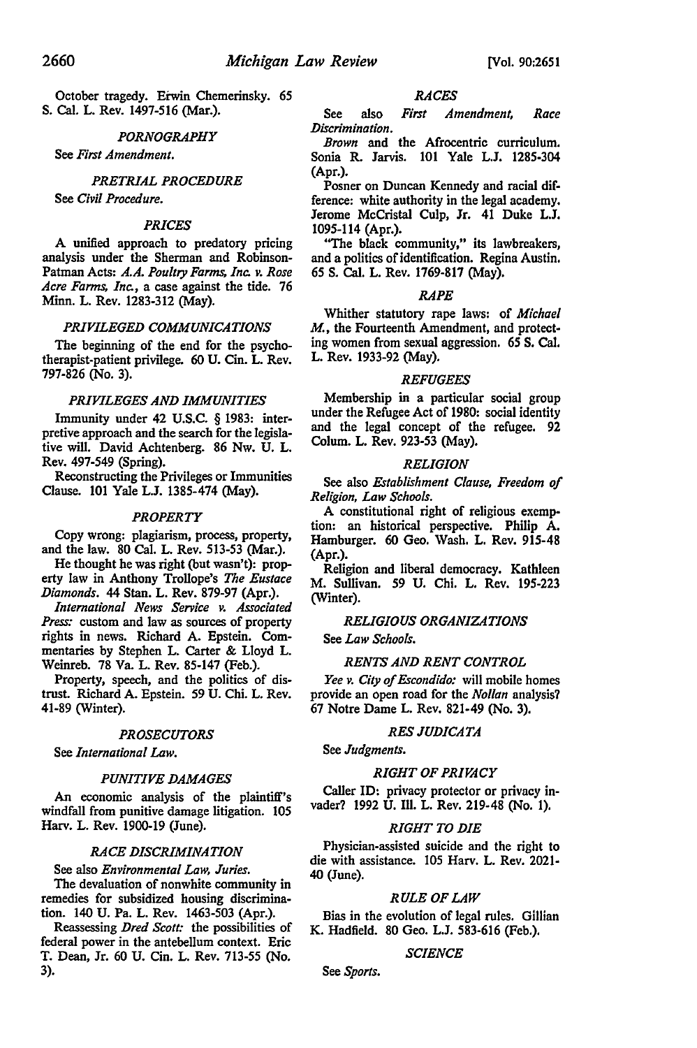October tragedy. Erwin Chemerinsky. 65 S. Cal. L. Rev. 1497-516 (Mar.).

### *PORNOGRAPHY*

See *First Amendment.*

### *PRETRIAL PROCEDURE*

See *Civil Procedure.*

### *PRICES*

A unified approach to predatory pricing analysis under the Sherman and Robinson-Patman Acts: *A.A. Poultry Farms, Inc. v. Rose Acre Farms, Inc.*, a case against the tide. 76 Minn. L. Rev. 1283-312 (May).

### *PRIVILEGED COMMUNICATIONS*

The beginning of the end for the psychotherapist-patient privilege. 60 U. Cin. L. Rev. 797-826 (No. 3).

### *PRIVILEGES AND IMMUNITIES*

Immunity under 42 U.S.C. § 1983: interpretive approach and the search for the legislative will. David Achtenberg. 86 Nw. U. L. Rev. 497-549 (Spring).

Reconstructing the Privileges or Immunities Clause. 101 Yale L.J. 1385-474 (May).

### *PROPERTY*

Copy wrong: plagiarism, process, property, and the law. 80 Cal. L. Rev. 513-53 (Mar.).

He thought he was right (but wasn't): property law in Anthony Trollope's *The Eustace Diamonds*. 44 Stan. L. Rev. 879-97 (Apr.).

*International News Service v. Associated Press:* custom and law as sources of property rights in news. Richard A. Epstein. Commentaries by Stephen L. Carter & Lloyd L. Weinreb. 78 Va. L. Rev. 85-147 (Feb.).

Property, speech, and the politics of distrust. Richard A. Epstein. 59 U. Chi. L. Rev. 41-89 (Winter).

### *PROSECUTORS*

See *International Law.*

### *PUNITIVE DAMAGES*

An economic analysis of the plaintiff's windfall from punitive damage litigation. 105 Harv. L. Rev. 1900-19 (June).

### *RACE DISCRIMINATION*

See also *Environmental Law, Juries.*

The devaluation of nonwhite community in remedies for subsidized housing discrimination. 140 U. Pa. L. Rev. 1463-503 (Apr.).

Reassessing *Dred Scott:* the possibilities of federal power in the antebellum context. Eric T. Dean, Jr. 60 U. Cin. L. Rev. 713-55 (No. 3).

### *RACES*

See also *First Amendment, Race Discrimination.*

*Brown* and the Afrocentric curriculum. Sonia R. Jarvis. 101 Yale L.J. 1285-304 (Apr.).

Posner on Duncan Kennedy and racial difference: white authority in the legal academy. Jerome McCristal Culp, Jr. 41 Duke L.J. 1095-114 (Apr.).

"The black community," its lawbreakers, and a politics of identification. Regina Austin. 65 S. Cal. L. Rev. 1769-817 (May).

### *RAPE*

Whither statutory rape laws: of *Michael M.*, the Fourteenth Amendment, and protecting women from sexual aggression. 65 S. Cal. L. Rev. 1933-92 (May).

### *REFUGEES*

Membership in a particular social group under the Refugee Act of 1980: social identity and the legal concept of the refugee. 92 Colum. L. Rev. 923-53 (May).

### *RELIGION*

See also *Establishment Clause, Freedom of Religion, Law Schools.*

A constitutional right of religious exemption: an historical perspective. Philip A. Hamburger. 60 Geo. Wash. L. Rev. 915-48 (Apr.).

Religion and liberal democracy. Kathleen M. Sullivan. 59 U. Chi. L. Rev. 195-223 (Winter).

### *RELIGIOUS ORGANIZATIONS*

See *Law Schools.*

### *RENTS AND RENT CONTROL*

*Yee v. City of Escondido:* will mobile homes provide an open road for the *Nollan* analysis? 67 Notre Dame L. Rev. 821-49 (No. 3).

### *RES JUDICATA*

See *Judgments.*

### *RIGHT OF PRIVACY*

Caller ID: privacy protector or privacy invader? 1992 U. Ill. L. Rev. 219-48 (No. 1).

### *RIGHT TO DIE*

Physician-assisted suicide and the right to die with assistance. 105 Harv. L. Rev. 2021-40 (June).

### *RULE OF LAW*

Bias in the evolution of legal rules. Gillian K. Hadfield. 80 Geo. L.J. 583-616 (Feb.).

### *SCIENCE*

See *Sports.*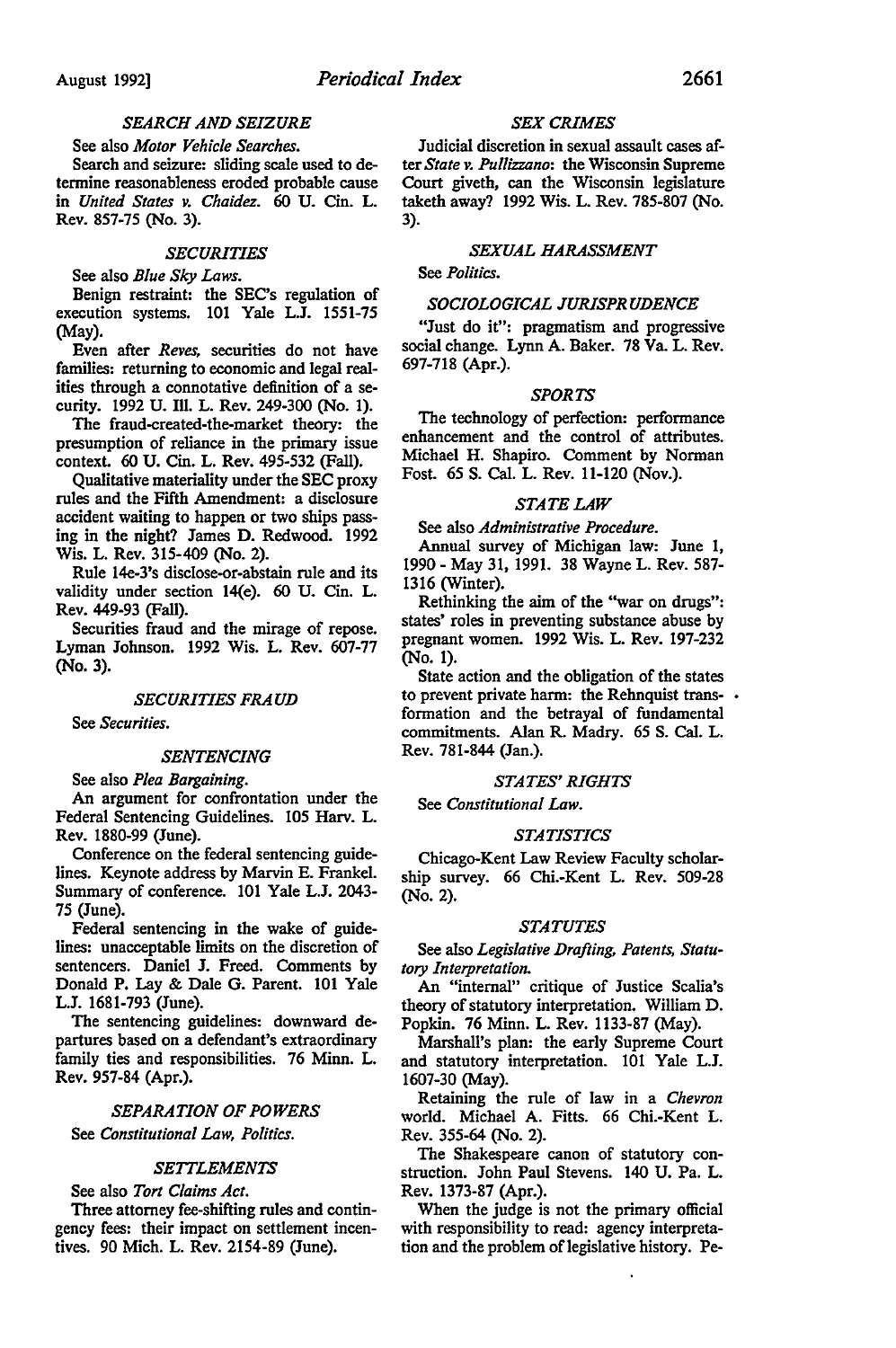### *SEARCH AND SEIZURE*

See also *Motor Vehicle Searches.*

Search and seizure: sliding scale used to determine reasonableness eroded probable cause in *United States v. Chaidez.* 60 U. Cin. L. Rev. 857-75 (No. 3).

### *SECURITIES*

See also *Blue Sky Laws.*

Benign restraint: the SEC's regulation of execution systems. 101 Yale L.J. 1551-75 (May).

Even after *Reves,* securities do not have families: returning to economic and legal realities through a connotative definition of a security. 1992 U. Ill. L. Rev. 249-300 (No. 1).

The fraud-created-the-market theory: the presumption of reliance in the primary issue context. 60 U. Cin. L. Rev. 495-532 (Fall).

Qualitative materiality under the SEC proxy rules and the Fifth Amendment: a disclosure accident waiting to happen or two ships passing in the night? James D. Redwood. 1992 Wis. L. Rev. 315-409 (No. 2).

Rule 14e-3's disclose-or-abstain rule and its validity under section 14(e). 60 U. Cin. L. Rev. 449-93 (Fall).

Securities fraud and the mirage of repose. Lyman Johnson. 1992 Wis. L. Rev. 607-77 (No. 3).

### *SECURITIES FRAUD*

See *Securities.*

### *SENTENCING*

See also *Plea Bargaining.*

An argument for confrontation under the Federal Sentencing Guidelines. 105 Harv. L. Rev. 1880-99 (June).

Conference on the federal sentencing guidelines. Keynote address by Marvin E. Frankel. Summary of conference. 101 Yale L.J. 2043-75 (June).

Federal sentencing in the wake of guidelines: unacceptable limits on the discretion of sentencers. Daniel J. Freed. Comments by Donald P. Lay & Dale G. Parent. 101 Yale L.J. 1681-793 (June).

The sentencing guidelines: downward departures based on a defendant's extraordinary family ties and responsibilities. 76 Minn. L. Rev. 957-84 (Apr.).

### *SEPARATION OF POWERS*

See *Constitutional Law, Politics.*

### *SETTLEMENTS*

See also *Tort Claims Act.*

Three attorney fee-shifting rules and contingency fees: their impact on settlement incentives. 90 Mich. L. Rev. 2154-89 (June).

### *SEX CRIMES*

Judicial discretion in sexual assault cases after *State v. Pullizzano*: the Wisconsin Supreme Court giveth, can the Wisconsin legislature taketh away? 1992 Wis. L. Rev. 785-807 (No. 3).

### *SEXUAL HARASSMENT*

See *Politics.*

### *SOCIOLOGICAL JURISPRUDENCE*

"Just do it": pragmatism and progressive social change. Lynn A. Baker. 78 Va. L. Rev. 697-718 (Apr.).

### *SPORTS*

The technology of perfection: performance enhancement and the control of attributes. Michael H. Shapiro. Comment by Norman Fost. 65 S. Cal. L. Rev. 11-120 (Nov.).

### *STATE LAW*

See also *Administrative Procedure.*

Annual survey of Michigan law: June 1, 1990 - May 31, 1991. 38 Wayne L. Rev. 587-1316 (Winter).

Rethinking the aim of the "war on drugs": states' roles in preventing substance abuse by pregnant women. 1992 Wis. L. Rev. 197-232 (No. 1).

State action and the obligation of the states to prevent private harm: the Rehnquist transformation and the betrayal of fundamental commitments. Alan R. Madry. 65 S. Cal. L. Rev. 781-844 (Jan.).

### *STATES' RIGHTS*

See *Constitutional Law.*

### *STATISTICS*

Chicago-Kent Law Review Faculty scholarship survey. 66 Chi.-Kent L. Rev. 509-28 (No. 2).

### *STATUTES*

See also *Legislative Drafting, Patents, Statutory Interpretation.*

An "internal" critique of Justice Scalia's theory of statutory interpretation. William D. Popkin. 76 Minn. L. Rev. 1133-87 (May).

Marshall's plan: the early Supreme Court and statutory interpretation. 101 Yale L.J. 1607-30 (May).

Retaining the rule of law in a *Chevron* world. Michael A. Fitts. 66 Chi.-Kent L. Rev. 355-64 (No. 2).

The Shakespeare canon of statutory construction. John Paul Stevens. 140 U. Pa. L. Rev. 1373-87 (Apr.).

When the judge is not the primary official with responsibility to read: agency interpretation and the problem of legislative history. Pe-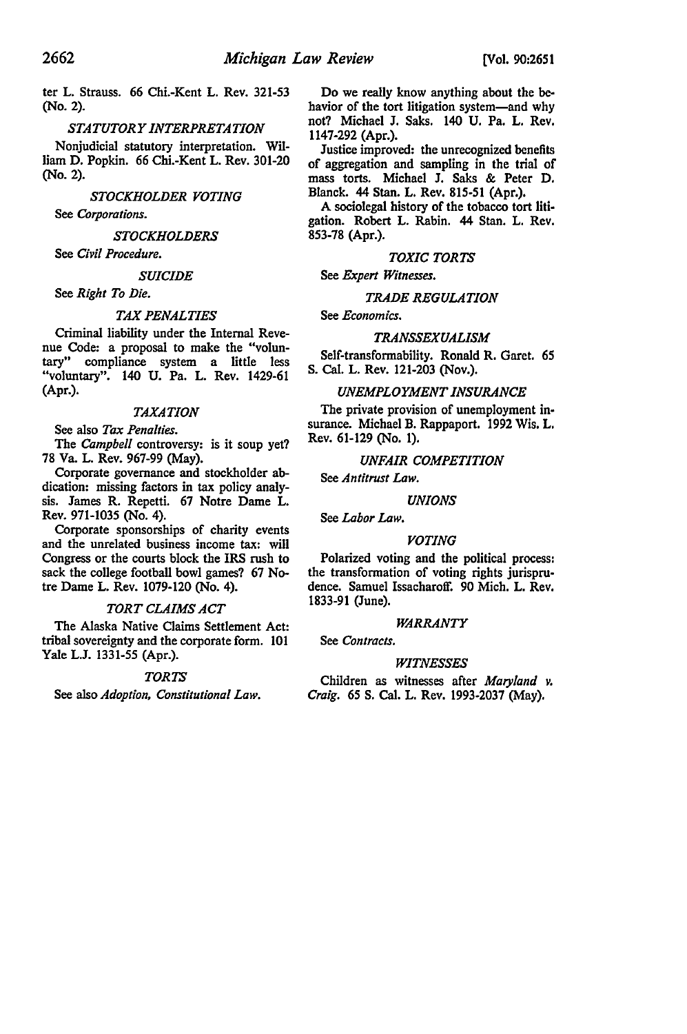ter L. Strauss. 66 Chi.-Kent L. Rev. 321-53 (No. 2).

### *STATUTORY INTERPRETATION*

Nonjudicial statutory interpretation. William D. Popkin. 66 Chi.-Kent L. Rev. 301-20 (No. 2).

### *STOCKHOLDER VOTING*

See *Corporations.*

### *STOCKHOLDERS*

See *Civil Procedure.*

### *SUICIDE*

See *Right To Die.*

### *TAX PENALTIES*

Criminal liability under the Internal Revenue Code: a proposal to make the "voluntary" compliance system a little less "voluntary". 140 U. Pa. L. Rev. 1429-61 (Apr.).

### *TAXATION*

See also *Tax Penalties.*

The *Campbell* controversy: is it soup yet? 78 Va. L. Rev. 967-99 (May).

Corporate governance and stockholder abdication: missing factors in tax policy analysis. James R. Repetti. 67 Notre Dame L. Rev. 971-1035 (No. 4).

Corporate sponsorships of charity events and the unrelated business income tax: will Congress or the courts block the IRS rush to sack the college football bowl games? 67 Notre Dame L. Rev. 1079-120 (No. 4).

### *TORT CLAIMS ACT*

The Alaska Native Claims Settlement Act: tribal sovereignty and the corporate form. 101 Yale L.J. 1331-55 (Apr.).

### *TORTS*

See also *Adoption, Constitutional Law.*

Do we really know anything about the behavior of the tort litigation system—and why not? Michael J. Saks. 140 U. Pa. L. Rev. 1147-292 (Apr.).

Justice improved: the unrecognized benefits of aggregation and sampling in the trial of mass torts. Michael J. Saks & Peter D. Blanck. 44 Stan. L. Rev. 815-51 (Apr.).

A sociolegal history of the tobacco tort litigation. Robert L. Rabin. 44 Stan. L. Rev. 853-78 (Apr.).

### *TOXIC TORTS*

See *Expert Witnesses.*

### *TRADE REGULATION*

See *Economics.*

### *TRANSSEXUALISM*

Self-transformability. Ronald R. Garet. 65 S. Cal. L. Rev. 121-203 (Nov.).

### *UNEMPLOYMENT INSURANCE*

The private provision of unemployment insurance. Michael B. Rappaport. 1992 Wis. L. Rev. 61-129 (No. 1).

### *UNFAIR COMPETITION*

See *Antitrust Law.*

### *UNIONS*

See *Labor Law.*

### *VOTING*

Polarized voting and the political process: the transformation of voting rights jurisprudence. Samuel Issacharoff. 90 Mich. L. Rev. 1833-91 (June).

### *WARRANTY*

See *Contracts.*

### *WITNESSES*

Children as witnesses after *Maryland v. Craig.* 65 S. Cal. L. Rev. 1993-2037 (May).